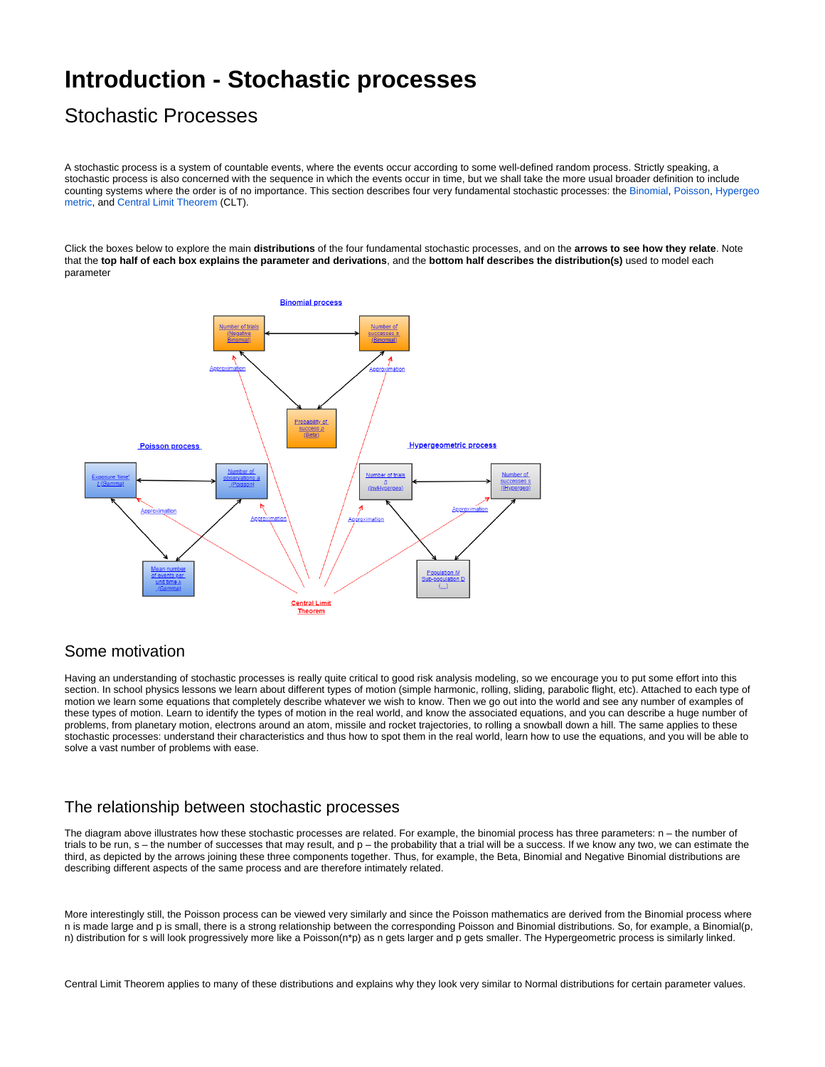# Introduction - Stochastic processes

## Stochastic Processes

A stochastic process is a system of countable events, where the events occur according to some well-defined random process. Strictly speaking, a stochastic process is also concerned with the sequence in which the events occur in time, but we shall take the more usual broader definition to include counting systems where the order is of no importance. This section describes four very fundamental stochastic processes: the Binomial, Poisson, Hypergeometric, and Central Limit Theorem (CLT).

Click the boxes below to explore the main **distributions** of the four fundamental stochastic processes, and on the **arrows to see how they relate**. Note that the **top half of each box explains the parameter and derivations**, and the **bottom half describes the distribution(s)** used to model each parameter

Binomial process

Number of trials (Negative Binomial)

Number of successes s (Binomial)

Probability of success p (Beta)

Approximation

Approximation

Poisson process

Exposure 'time' t (Gamma)

Number of observations a (Poisson)

Mean number of events per unit time λ (Gamma)

Approximation

Approximation

Hypergeometric process

Number of trials n (InvHypergeo)

Number of successes s (Hypergeo)

Population M Sub-population D (...)

Approximation

Approximation

Central Limit Theorem

## Some motivation

Having an understanding of stochastic processes is really quite critical to good risk analysis modeling, so we encourage you to put some effort into this section. In school physics lessons we learn about different types of motion (simple harmonic, rolling, sliding, parabolic flight, etc). Attached to each type of motion we learn some equations that completely describe whatever we wish to know. Then we go out into the world and see any number of examples of these types of motion. Learn to identify the types of motion in the real world, and know the associated equations, and you can describe a huge number of problems, from planetary motion, electrons around an atom, missile and rocket trajectories, to rolling a snowball down a hill. The same applies to these stochastic processes: understand their characteristics and thus how to spot them in the real world, learn how to use the equations, and you will be able to solve a vast number of problems with ease.

## The relationship between stochastic processes

The diagram above illustrates how these stochastic processes are related. For example, the binomial process has three parameters: n – the number of trials to be run, s – the number of successes that may result, and p – the probability that a trial will be a success. If we know any two, we can estimate the third, as depicted by the arrows joining these three components together. Thus, for example, the Beta, Binomial and Negative Binomial distributions are describing different aspects of the same process and are therefore intimately related.

More interestingly still, the Poisson process can be viewed very similarly and since the Poisson mathematics are derived from the Binomial process where n is made large and p is small, there is a strong relationship between the corresponding Poisson and Binomial distributions. So, for example, a Binomial(p, n) distribution for s will look progressively more like a Poisson(n*p) as n gets larger and p gets smaller. The Hypergeometric process is similarly linked.

Central Limit Theorem applies to many of these distributions and explains why they look very similar to Normal distributions for certain parameter values.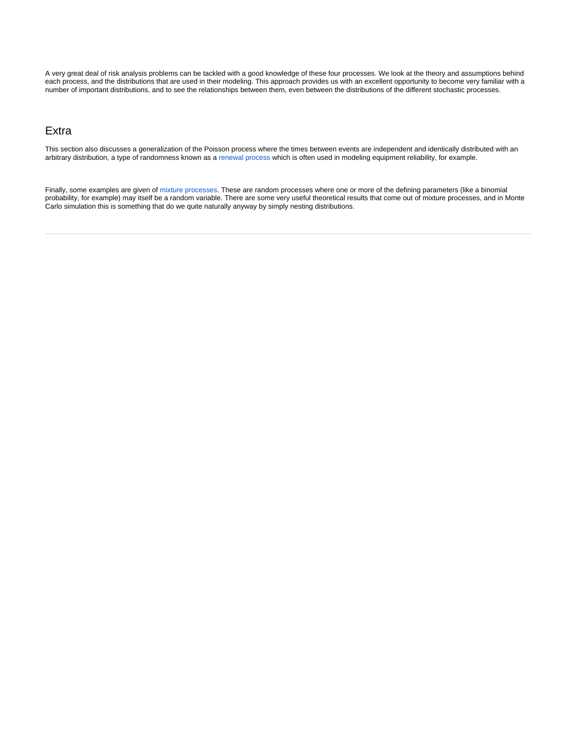A very great deal of risk analysis problems can be tackled with a good knowledge of these four processes. We look at the theory and assumptions behind each process, and the distributions that are used in their modeling. This approach provides us with an excellent opportunity to become very familiar with a number of important distributions, and to see the relationships between them, even between the distributions of the different stochastic processes.

## Extra

This section also discusses a generalization of the Poisson process where the times between events are independent and identically distributed with an arbitrary distribution, a type of randomness known as a renewal process which is often used in modeling equipment reliability, for example.

Finally, some examples are given of mixture processes. These are random processes where one or more of the defining parameters (like a binomial probability, for example) may itself be a random variable. There are some very useful theoretical results that come out of mixture processes, and in Monte Carlo simulation this is something that do we quite naturally anyway by simply nesting distributions.

---